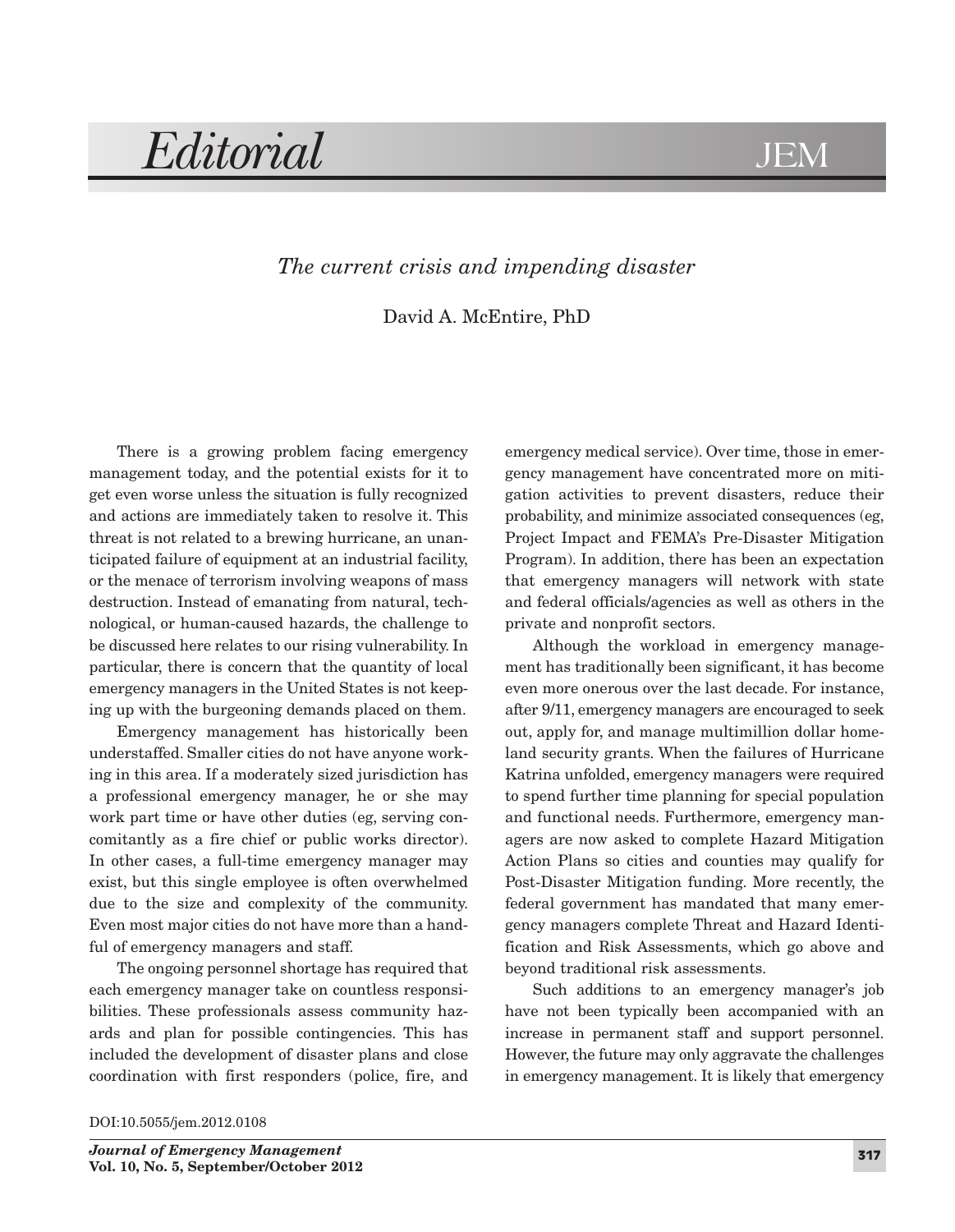# Editorial

## *The current crisis and impending disaster*

David A. McEntire, PhD

There is a growing problem facing emergency management today, and the potential exists for it to get even worse unless the situation is fully recognized and actions are immediately taken to resolve it. This threat is not related to a brewing hurricane, an unanticipated failure of equipment at an industrial facility, or the menace of terrorism involving weapons of mass destruction. Instead of emanating from natural, technological, or human-caused hazards, the challenge to be discussed here relates to our rising vulnerability. In particular, there is concern that the quantity of local emergency managers in the United States is not keeping up with the burgeoning demands placed on them.

Emergency management has historically been understaffed. Smaller cities do not have anyone working in this area. If a moderately sized jurisdiction has a professional emergency manager, he or she may work part time or have other duties (eg, serving concomitantly as a fire chief or public works director). In other cases, a full-time emergency manager may exist, but this single employee is often overwhelmed due to the size and complexity of the community. Even most major cities do not have more than a handful of emergency managers and staff.

The ongoing personnel shortage has required that each emergency manager take on countless responsibilities. These professionals assess community hazards and plan for possible contingencies. This has included the development of disaster plans and close coordination with first responders (police, fire, and emergency medical service). Over time, those in emergency management have concentrated more on mitigation activities to prevent disasters, reduce their probability, and minimize associated consequences (eg, Project Impact and FEMA's Pre-Disaster Mitigation Program). In addition, there has been an expectation that emergency managers will network with state and federal officials/agencies as well as others in the private and nonprofit sectors.

Although the workload in emergency management has traditionally been significant, it has become even more onerous over the last decade. For instance, after 9/11, emergency managers are encouraged to seek out, apply for, and manage multimillion dollar homeland security grants. When the failures of Hurricane Katrina unfolded, emergency managers were required to spend further time planning for special population and functional needs. Furthermore, emergency managers are now asked to complete Hazard Mitigation Action Plans so cities and counties may qualify for Post-Disaster Mitigation funding. More recently, the federal government has mandated that many emergency managers complete Threat and Hazard Identification and Risk Assessments, which go above and beyond traditional risk assessments.

Such additions to an emergency manager's job have not been typically been accompanied with an increase in permanent staff and support personnel. However, the future may only aggravate the challenges in emergency management. It is likely that emergency

DOI:10.5055/jem.2012.0108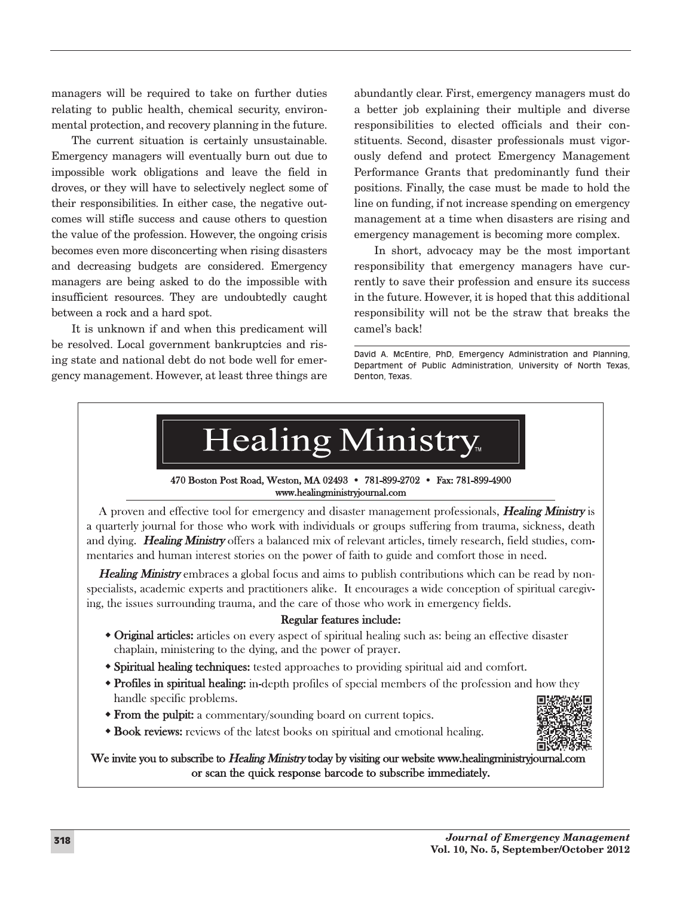managers will be required to take on further duties relating to public health, chemical security, environmental protection, and recovery planning in the future.

The current situation is certainly unsustainable. Emergency managers will eventually burn out due to impossible work obligations and leave the field in droves, or they will have to selectively neglect some of their responsibilities. In either case, the negative outcomes will stifle success and cause others to question the value of the profession. However, the ongoing crisis becomes even more disconcerting when rising disasters and decreasing budgets are considered. Emergency managers are being asked to do the impossible with insufficient resources. They are undoubtedly caught between a rock and a hard spot.

It is unknown if and when this predicament will be resolved. Local government bankruptcies and rising state and national debt do not bode well for emergency management. However, at least three things are abundantly clear. First, emergency managers must do a better job explaining their multiple and diverse responsibilities to elected officials and their constituents. Second, disaster professionals must vigorously defend and protect Emergency Management Performance Grants that predominantly fund their positions. Finally, the case must be made to hold the line on funding, if not increase spending on emergency management at a time when disasters are rising and emergency management is becoming more complex.

In short, advocacy may be the most important responsibility that emergency managers have currently to save their profession and ensure its success in the future. However, it is hoped that this additional responsibility will not be the straw that breaks the camel's back!

David A. McEntire, PhD, Emergency Administration and Planning, Department of Public Administration, University of North Texas, Denton, Texas.

---

# Healing Ministry™

470 Boston Post Road, Weston, MA 02493 • 781-899-2702 • Fax: 781-899-4900
www.healingministryjournal.com

A proven and effective tool for emergency and disaster management professionals, ***Healing Ministry*** is a quarterly journal for those who work with individuals or groups suffering from trauma, sickness, death and dying. ***Healing Ministry*** offers a balanced mix of relevant articles, timely research, field studies, commentaries and human interest stories on the power of faith to guide and comfort those in need.

***Healing Ministry*** embraces a global focus and aims to publish contributions which can be read by non-specialists, academic experts and practitioners alike. It encourages a wide conception of spiritual caregiving, the issues surrounding trauma, and the care of those who work in emergency fields.

**Regular features include:**

- **Original articles:** articles on every aspect of spiritual healing such as: being an effective disaster chaplain, ministering to the dying, and the power of prayer.
- **Spiritual healing techniques:** tested approaches to providing spiritual aid and comfort.
- **Profiles in spiritual healing:** in-depth profiles of special members of the profession and how they handle specific problems.
- **From the pulpit:** a commentary/sounding board on current topics.
- **Book reviews:** reviews of the latest books on spiritual and emotional healing.

**We invite you to subscribe to *Healing Ministry* today by visiting our website www.healingministryjournal.com or scan the quick response barcode to subscribe immediately.**